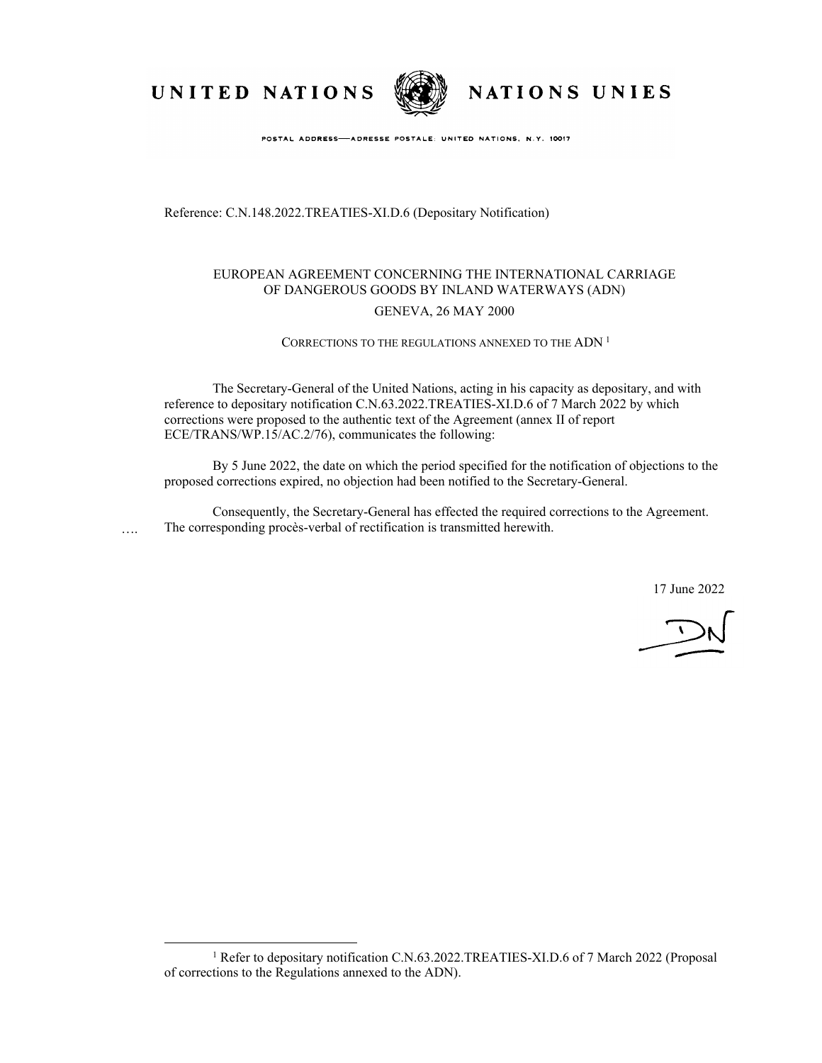UNITED NATIONS NATIONS UNIES

POSTAL ADDRESS—ADRESSE POSTALE: UNITED NATIONS, N.Y. 10017

Reference: C.N.148.2022.TREATIES-XI.D.6 (Depositary Notification)

EUROPEAN AGREEMENT CONCERNING THE INTERNATIONAL CARRIAGE OF DANGEROUS GOODS BY INLAND WATERWAYS (ADN)

GENEVA, 26 MAY 2000

CORRECTIONS TO THE REGULATIONS ANNEXED TO THE ADN [1]

The Secretary-General of the United Nations, acting in his capacity as depositary, and with reference to depositary notification C.N.63.2022.TREATIES-XI.D.6 of 7 March 2022 by which corrections were proposed to the authentic text of the Agreement (annex II of report ECE/TRANS/WP.15/AC.2/76), communicates the following:

By 5 June 2022, the date on which the period specified for the notification of objections to the proposed corrections expired, no objection had been notified to the Secretary-General.

Consequently, the Secretary-General has effected the required corrections to the Agreement. The corresponding procès-verbal of rectification is transmitted herewith.

17 June 2022

[1] Refer to depositary notification C.N.63.2022.TREATIES-XI.D.6 of 7 March 2022 (Proposal of corrections to the Regulations annexed to the ADN).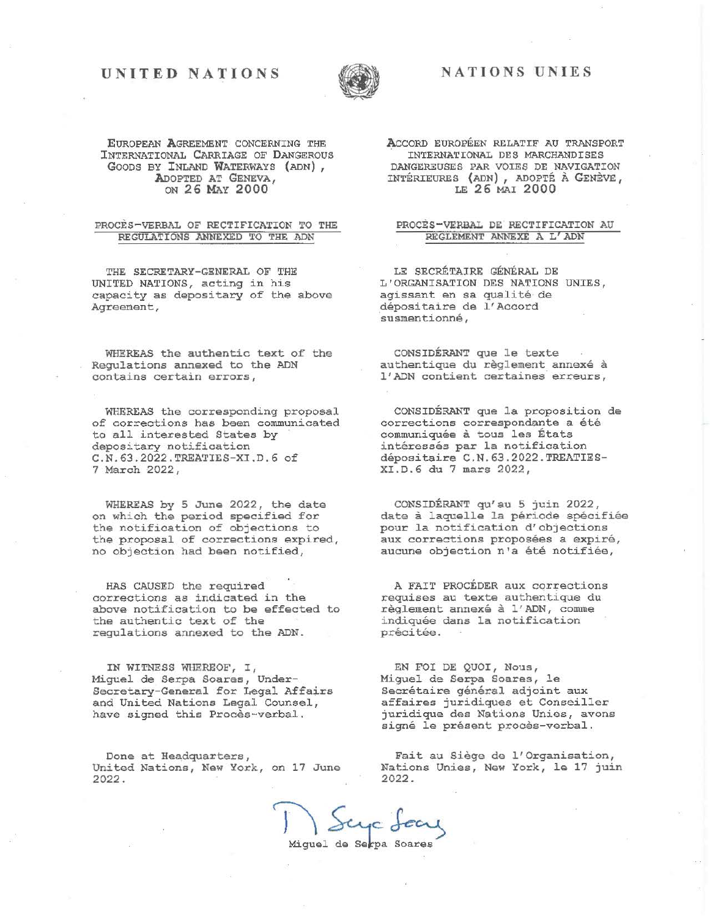# UNITED NATIONS

# NATIONS UNIES

EUROPEAN AGREEMENT CONCERNING THE INTERNATIONAL CARRIAGE OF DANGEROUS GOODS BY INLAND WATERWAYS (ADN), ADOPTED AT GENEVA, ON 26 MAY 2000

PROCÈS-VERBAL OF RECTIFICATION TO THE REGULATIONS ANNEXED TO THE ADN

THE SECRETARY-GENERAL OF THE UNITED NATIONS, acting in his capacity as depositary of the above Agreement,

WHEREAS the authentic text of the Regulations annexed to the ADN contains certain errors,

WHEREAS the corresponding proposal of corrections has been communicated to all interested States by depositary notification C.N.63.2022.TREATIES-XI.D.6 of 7 March 2022,

WHEREAS by 5 June 2022, the date on which the period specified for the notification of objections to the proposal of corrections expired, no objection had been notified,

HAS CAUSED the required corrections as indicated in the above notification to be effected to the authentic text of the regulations annexed to the ADN.

IN WITNESS WHEREOF, I, Miguel de Serpa Soares, Under-Secretary-General for Legal Affairs and United Nations Legal Counsel, have signed this Procès-verbal.

Done at Headquarters, United Nations, New York, on 17 June 2022.

ACCORD EUROPÉEN RELATIF AU TRANSPORT INTERNATIONAL DES MARCHANDISES DANGEREUSES PAR VOIES DE NAVIGATION INTÉRIEURES (ADN), ADOPTÉ À GENÈVE, LE 26 MAI 2000

PROCÈS-VERBAL DE RECTIFICATION AU RÈGLEMENT ANNEXÉ À L'ADN

LE SECRÉTAIRE GÉNÉRAL DE L'ORGANISATION DES NATIONS UNIES, agissant en sa qualité de dépositaire de l'Accord susmentionné,

CONSIDÉRANT que le texte authentique du règlement annexé à l'ADN contient certaines erreurs,

CONSIDÉRANT que la proposition de corrections correspondante a été communiquée à tous les États intéressés par la notification dépositaire C.N.63.2022.TREATIES-XI.D.6 du 7 mars 2022,

CONSIDÉRANT qu'au 5 juin 2022, date à laquelle la période spécifiée pour la notification d'objections aux corrections proposées a expiré, aucune objection n'a été notifiée,

A FAIT PROCÉDER aux corrections requises au texte authentique du règlement annexé à l'ADN, comme indiquée dans la notification précitée.

EN FOI DE QUOI, Nous, Miguel de Serpa Soares, le Secrétaire général adjoint aux affaires juridiques et Conseiller juridique des Nations Unies, avons signé le présent procès-verbal.

Fait au Siège de l'Organisation, Nations Unies, New York, le 17 juin 2022.

Miguel de Serpa Soares